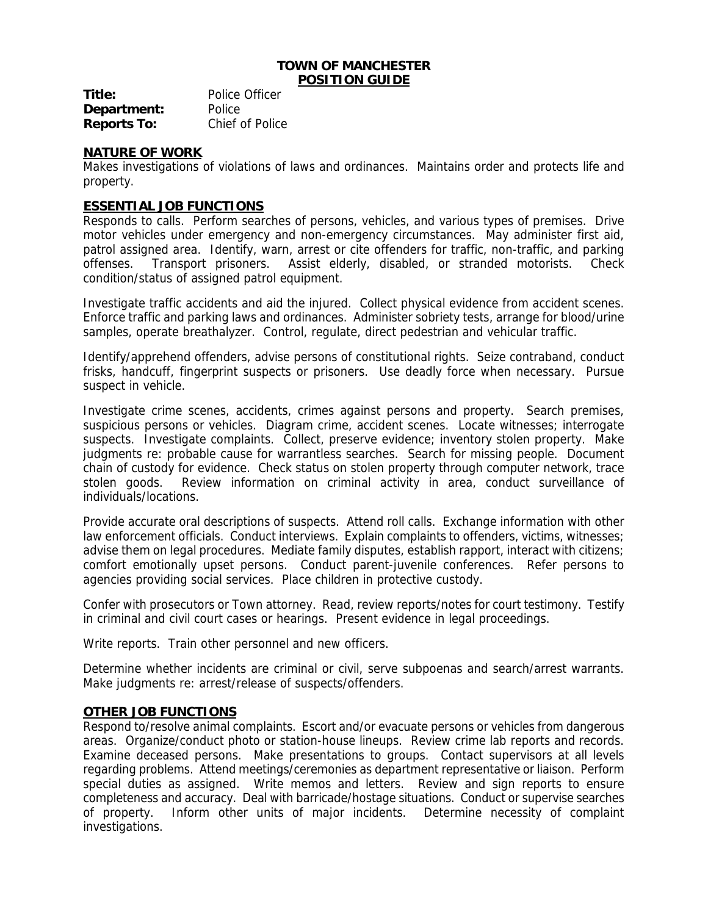# TOWN OF MANCHESTER
## POSITION GUIDE

**Title:** Police Officer
**Department:** Police
**Reports To:** Chief of Police

## NATURE OF WORK

Makes investigations of violations of laws and ordinances. Maintains order and protects life and property.

## ESSENTIAL JOB FUNCTIONS

Responds to calls. Perform searches of persons, vehicles, and various types of premises. Drive motor vehicles under emergency and non-emergency circumstances. May administer first aid, patrol assigned area. Identify, warn, arrest or cite offenders for traffic, non-traffic, and parking offenses. Transport prisoners. Assist elderly, disabled, or stranded motorists. Check condition/status of assigned patrol equipment.

Investigate traffic accidents and aid the injured. Collect physical evidence from accident scenes. Enforce traffic and parking laws and ordinances. Administer sobriety tests, arrange for blood/urine samples, operate breathalyzer. Control, regulate, direct pedestrian and vehicular traffic.

Identify/apprehend offenders, advise persons of constitutional rights. Seize contraband, conduct frisks, handcuff, fingerprint suspects or prisoners. Use deadly force when necessary. Pursue suspect in vehicle.

Investigate crime scenes, accidents, crimes against persons and property. Search premises, suspicious persons or vehicles. Diagram crime, accident scenes. Locate witnesses; interrogate suspects. Investigate complaints. Collect, preserve evidence; inventory stolen property. Make judgments re: probable cause for warrantless searches. Search for missing people. Document chain of custody for evidence. Check status on stolen property through computer network, trace stolen goods. Review information on criminal activity in area, conduct surveillance of individuals/locations.

Provide accurate oral descriptions of suspects. Attend roll calls. Exchange information with other law enforcement officials. Conduct interviews. Explain complaints to offenders, victims, witnesses; advise them on legal procedures. Mediate family disputes, establish rapport, interact with citizens; comfort emotionally upset persons. Conduct parent-juvenile conferences. Refer persons to agencies providing social services. Place children in protective custody.

Confer with prosecutors or Town attorney. Read, review reports/notes for court testimony. Testify in criminal and civil court cases or hearings. Present evidence in legal proceedings.

Write reports. Train other personnel and new officers.

Determine whether incidents are criminal or civil, serve subpoenas and search/arrest warrants. Make judgments re: arrest/release of suspects/offenders.

## OTHER JOB FUNCTIONS

Respond to/resolve animal complaints. Escort and/or evacuate persons or vehicles from dangerous areas. Organize/conduct photo or station-house lineups. Review crime lab reports and records. Examine deceased persons. Make presentations to groups. Contact supervisors at all levels regarding problems. Attend meetings/ceremonies as department representative or liaison. Perform special duties as assigned. Write memos and letters. Review and sign reports to ensure completeness and accuracy. Deal with barricade/hostage situations. Conduct or supervise searches of property. Inform other units of major incidents. Determine necessity of complaint investigations.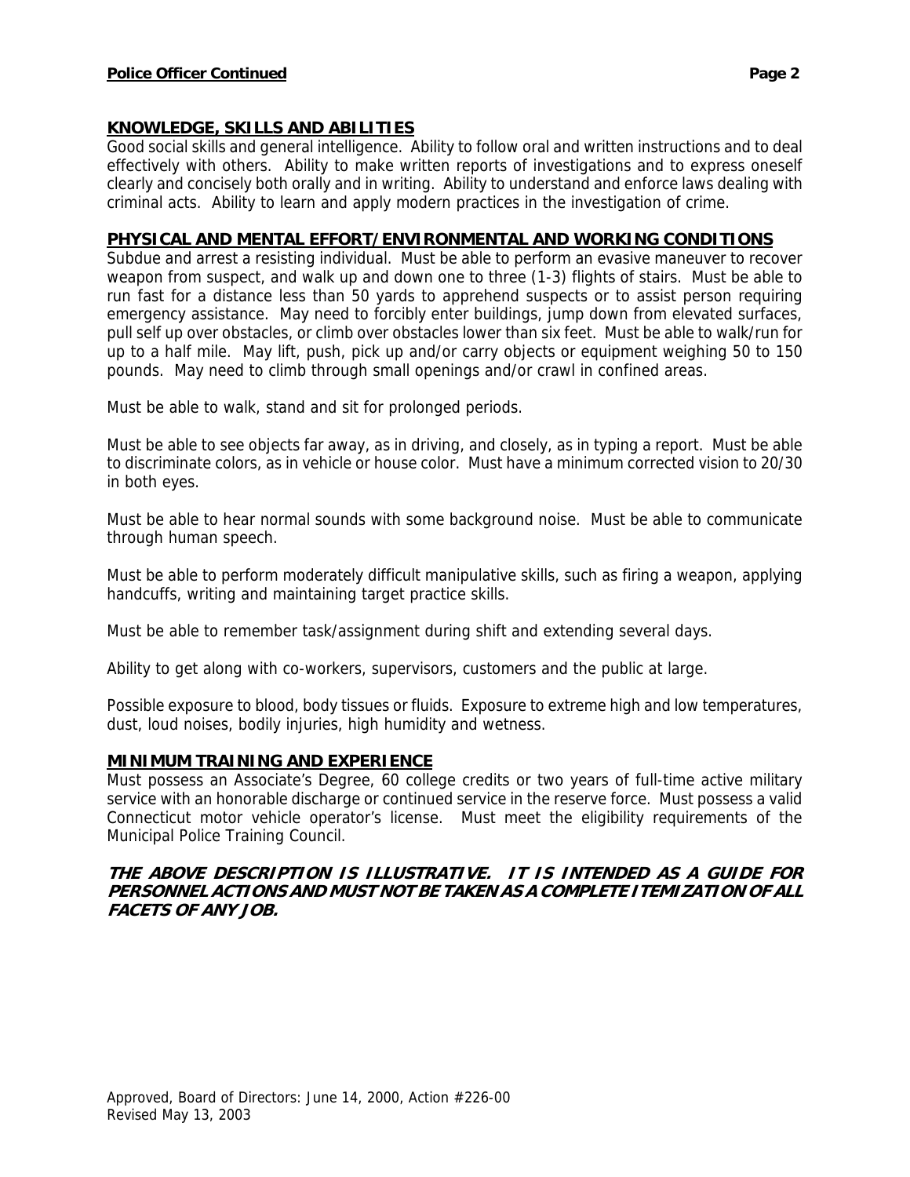## KNOWLEDGE, SKILLS AND ABILITIES

Good social skills and general intelligence. Ability to follow oral and written instructions and to deal effectively with others. Ability to make written reports of investigations and to express oneself clearly and concisely both orally and in writing. Ability to understand and enforce laws dealing with criminal acts. Ability to learn and apply modern practices in the investigation of crime.

## PHYSICAL AND MENTAL EFFORT/ENVIRONMENTAL AND WORKING CONDITIONS

Subdue and arrest a resisting individual. Must be able to perform an evasive maneuver to recover weapon from suspect, and walk up and down one to three (1-3) flights of stairs. Must be able to run fast for a distance less than 50 yards to apprehend suspects or to assist person requiring emergency assistance. May need to forcibly enter buildings, jump down from elevated surfaces, pull self up over obstacles, or climb over obstacles lower than six feet. Must be able to walk/run for up to a half mile. May lift, push, pick up and/or carry objects or equipment weighing 50 to 150 pounds. May need to climb through small openings and/or crawl in confined areas.

Must be able to walk, stand and sit for prolonged periods.

Must be able to see objects far away, as in driving, and closely, as in typing a report. Must be able to discriminate colors, as in vehicle or house color. Must have a minimum corrected vision to 20/30 in both eyes.

Must be able to hear normal sounds with some background noise. Must be able to communicate through human speech.

Must be able to perform moderately difficult manipulative skills, such as firing a weapon, applying handcuffs, writing and maintaining target practice skills.

Must be able to remember task/assignment during shift and extending several days.

Ability to get along with co-workers, supervisors, customers and the public at large.

Possible exposure to blood, body tissues or fluids. Exposure to extreme high and low temperatures, dust, loud noises, bodily injuries, high humidity and wetness.

## MINIMUM TRAINING AND EXPERIENCE

Must possess an Associate's Degree, 60 college credits or two years of full-time active military service with an honorable discharge or continued service in the reserve force. Must possess a valid Connecticut motor vehicle operator's license. Must meet the eligibility requirements of the Municipal Police Training Council.

***THE ABOVE DESCRIPTION IS ILLUSTRATIVE. IT IS INTENDED AS A GUIDE FOR PERSONNEL ACTIONS AND MUST NOT BE TAKEN AS A COMPLETE ITEMIZATION OF ALL FACETS OF ANY JOB.***

Approved, Board of Directors: June 14, 2000, Action #226-00
Revised May 13, 2003